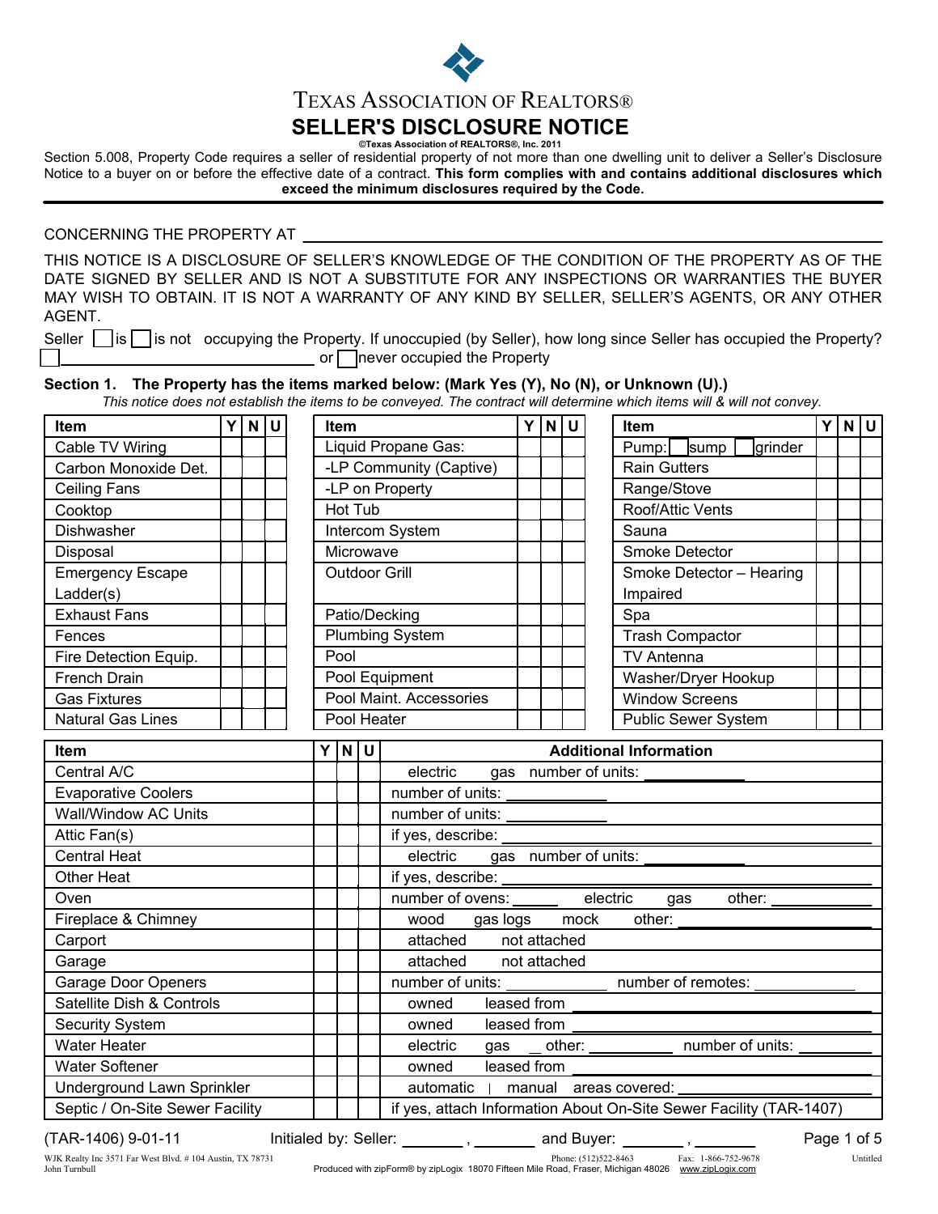TEXAS ASSOCIATION OF REALTORS®

# SELLER'S DISCLOSURE NOTICE

©Texas Association of REALTORS®, Inc. 2011

Section 5.008, Property Code requires a seller of residential property of not more than one dwelling unit to deliver a Seller's Disclosure Notice to a buyer on or before the effective date of a contract. **This form complies with and contains additional disclosures which exceed the minimum disclosures required by the Code.**

CONCERNING THE PROPERTY AT ______________________________________________

THIS NOTICE IS A DISCLOSURE OF SELLER'S KNOWLEDGE OF THE CONDITION OF THE PROPERTY AS OF THE DATE SIGNED BY SELLER AND IS NOT A SUBSTITUTE FOR ANY INSPECTIONS OR WARRANTIES THE BUYER MAY WISH TO OBTAIN. IT IS NOT A WARRANTY OF ANY KIND BY SELLER, SELLER'S AGENTS, OR ANY OTHER AGENT.

Seller ☐ is ☐ is not occupying the Property. If unoccupied (by Seller), how long since Seller has occupied the Property? ☐ ______________________________ or ☐ never occupied the Property

**Section 1. The Property has the items marked below: (Mark Yes (Y), No (N), or Unknown (U).)**

*This notice does not establish the items to be conveyed. The contract will determine which items will & will not convey.*

| Item | Y | N | U | Item | Y | N | U | Item | Y | N | U |
|---|---|---|---|---|---|---|---|---|---|---|---|
| Cable TV Wiring | | | | Liquid Propane Gas: | | | | Pump: ☐ sump ☐ grinder | | | |
| Carbon Monoxide Det. | | | | -LP Community (Captive) | | | | Rain Gutters | | | |
| Ceiling Fans | | | | -LP on Property | | | | Range/Stove | | | |
| Cooktop | | | | Hot Tub | | | | Roof/Attic Vents | | | |
| Dishwasher | | | | Intercom System | | | | Sauna | | | |
| Disposal | | | | Microwave | | | | Smoke Detector | | | |
| Emergency Escape Ladder(s) | | | | Outdoor Grill | | | | Smoke Detector – Hearing Impaired | | | |
| Exhaust Fans | | | | Patio/Decking | | | | Spa | | | |
| Fences | | | | Plumbing System | | | | Trash Compactor | | | |
| Fire Detection Equip. | | | | Pool | | | | TV Antenna | | | |
| French Drain | | | | Pool Equipment | | | | Washer/Dryer Hookup | | | |
| Gas Fixtures | | | | Pool Maint. Accessories | | | | Window Screens | | | |
| Natural Gas Lines | | | | Pool Heater | | | | Public Sewer System | | | |

| Item | Y | N | U | Additional Information |
|---|---|---|---|---|
| Central A/C | | | | electric gas number of units: ________ |
| Evaporative Coolers | | | | number of units: ________ |
| Wall/Window AC Units | | | | number of units: ________ |
| Attic Fan(s) | | | | if yes, describe: ________ |
| Central Heat | | | | electric gas number of units: ________ |
| Other Heat | | | | if yes, describe: ________ |
| Oven | | | | number of ovens: _____ electric gas other: ________ |
| Fireplace & Chimney | | | | wood gas logs mock other: ________ |
| Carport | | | | attached not attached |
| Garage | | | | attached not attached |
| Garage Door Openers | | | | number of units: ________ number of remotes: ________ |
| Satellite Dish & Controls | | | | owned leased from ________ |
| Security System | | | | owned leased from ________ |
| Water Heater | | | | electric gas other: ________ number of units: ________ |
| Water Softener | | | | owned leased from ________ |
| Underground Lawn Sprinkler | | | | automatic manual areas covered: ________ |
| Septic / On-Site Sewer Facility | | | | if yes, attach Information About On-Site Sewer Facility (TAR-1407) |

(TAR-1406) 9-01-11 Initialed by: Seller: _______ , _______ and Buyer: _______ , _______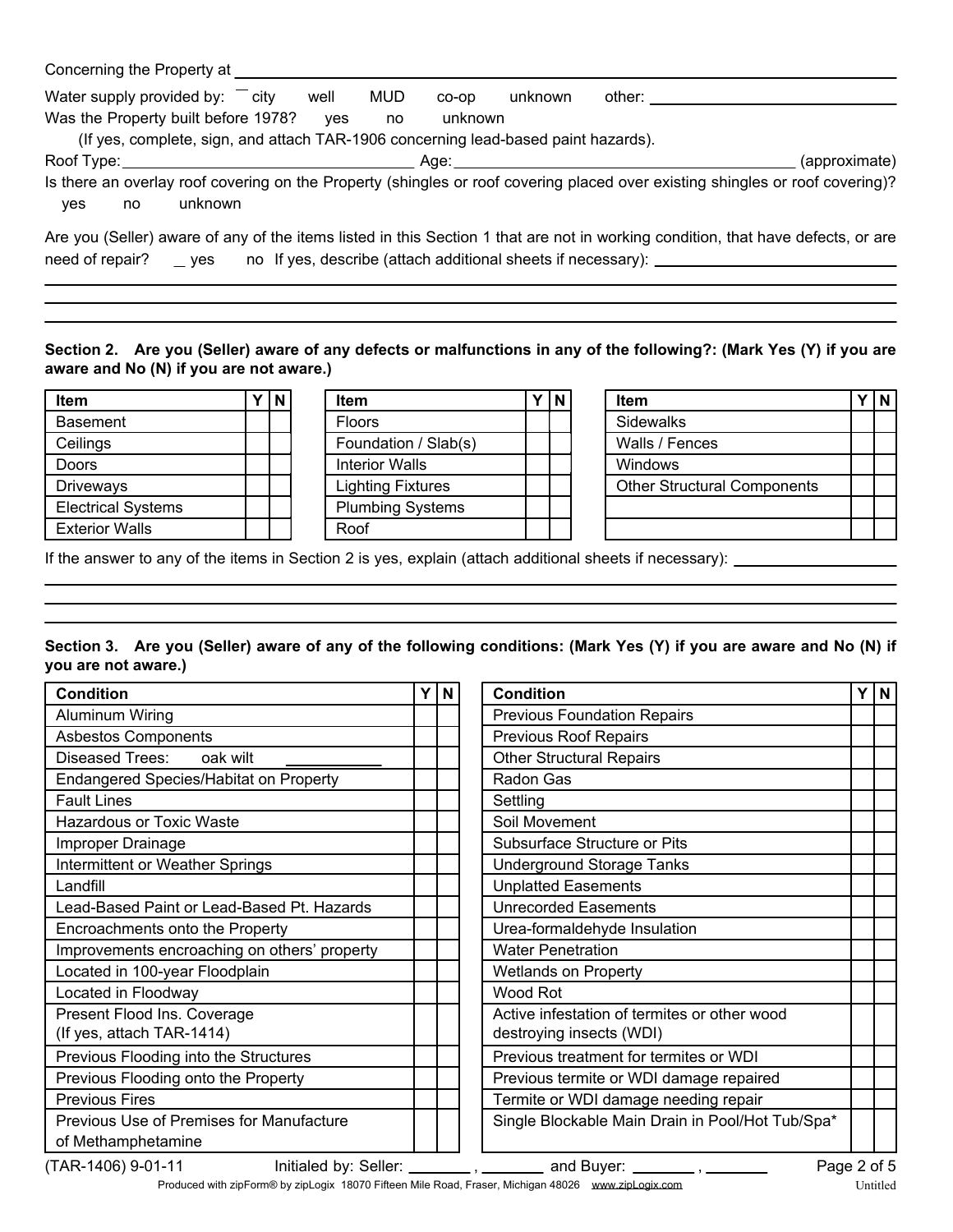Concerning the Property at ____________________________________________

Water supply provided by: city well MUD co-op unknown other: ______________________

Was the Property built before 1978? yes no unknown

(If yes, complete, sign, and attach TAR-1906 concerning lead-based paint hazards).

Roof Type: ______________________ Age: ______________________ (approximate)

Is there an overlay roof covering on the Property (shingles or roof covering placed over existing shingles or roof covering)? yes no unknown

Are you (Seller) aware of any of the items listed in this Section 1 that are not in working condition, that have defects, or are need of repair? yes no If yes, describe (attach additional sheets if necessary): ______________________

______________________________________________________________________

______________________________________________________________________

______________________________________________________________________

**Section 2. Are you (Seller) aware of any defects or malfunctions in any of the following?: (Mark Yes (Y) if you are aware and No (N) if you are not aware.)**

| Item | Y | N |
|---|---|---|
| Basement | | |
| Ceilings | | |
| Doors | | |
| Driveways | | |
| Electrical Systems | | |
| Exterior Walls | | |

| Item | Y | N |
|---|---|---|
| Floors | | |
| Foundation / Slab(s) | | |
| Interior Walls | | |
| Lighting Fixtures | | |
| Plumbing Systems | | |
| Roof | | |

| Item | Y | N |
|---|---|---|
| Sidewalks | | |
| Walls / Fences | | |
| Windows | | |
| Other Structural Components | | |
| | | |
| | | |

If the answer to any of the items in Section 2 is yes, explain (attach additional sheets if necessary): ______________________

______________________________________________________________________

______________________________________________________________________

______________________________________________________________________

**Section 3. Are you (Seller) aware of any of the following conditions: (Mark Yes (Y) if you are aware and No (N) if you are not aware.)**

| Condition | Y | N |
|---|---|---|
| Aluminum Wiring | | |
| Asbestos Components | | |
| Diseased Trees: oak wilt ____________ | | |
| Endangered Species/Habitat on Property | | |
| Fault Lines | | |
| Hazardous or Toxic Waste | | |
| Improper Drainage | | |
| Intermittent or Weather Springs | | |
| Landfill | | |
| Lead-Based Paint or Lead-Based Pt. Hazards | | |
| Encroachments onto the Property | | |
| Improvements encroaching on others' property | | |
| Located in 100-year Floodplain | | |
| Located in Floodway | | |
| Present Flood Ins. Coverage (If yes, attach TAR-1414) | | |
| Previous Flooding into the Structures | | |
| Previous Flooding onto the Property | | |
| Previous Fires | | |
| Previous Use of Premises for Manufacture of Methamphetamine | | |

| Condition | Y | N |
|---|---|---|
| Previous Foundation Repairs | | |
| Previous Roof Repairs | | |
| Other Structural Repairs | | |
| Radon Gas | | |
| Settling | | |
| Soil Movement | | |
| Subsurface Structure or Pits | | |
| Underground Storage Tanks | | |
| Unplatted Easements | | |
| Unrecorded Easements | | |
| Urea-formaldehyde Insulation | | |
| Water Penetration | | |
| Wetlands on Property | | |
| Wood Rot | | |
| Active infestation of termites or other wood destroying insects (WDI) | | |
| Previous treatment for termites or WDI | | |
| Previous termite or WDI damage repaired | | |
| Termite or WDI damage needing repair | | |
| Single Blockable Main Drain in Pool/Hot Tub/Spa* | | |

(TAR-1406) 9-01-11 Initialed by: Seller: ________ , ________ and Buyer: ________ , ________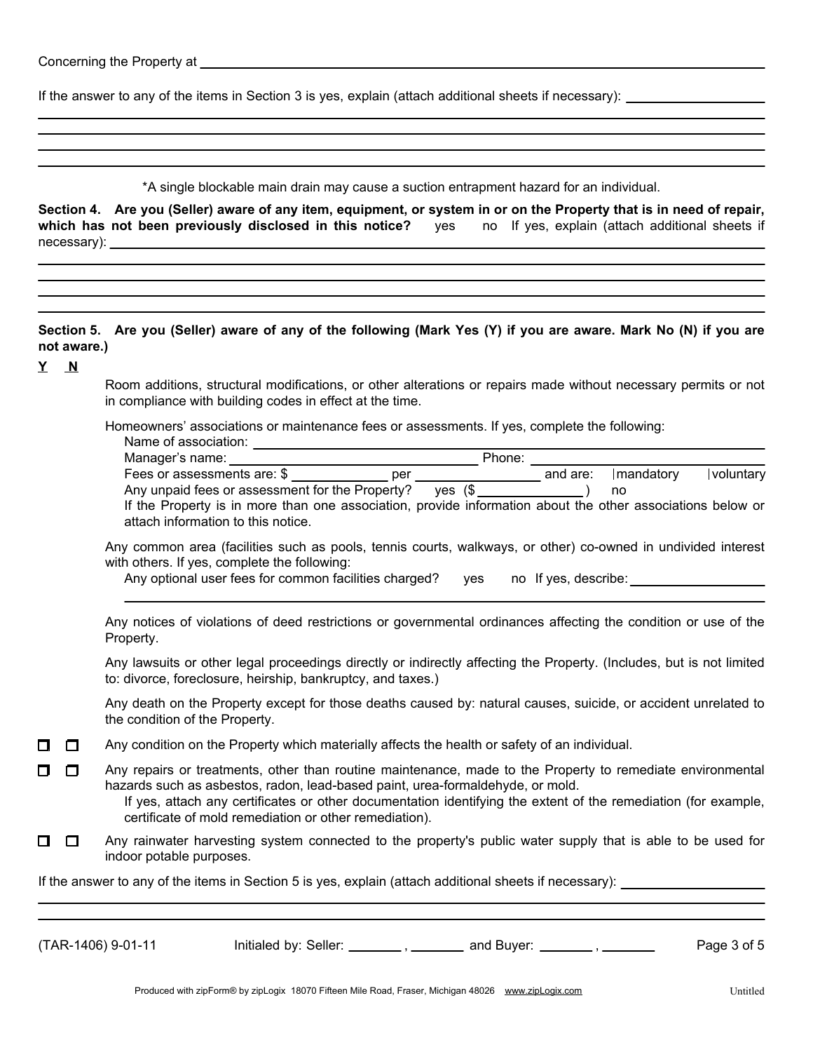Concerning the Property at ______________________________

If the answer to any of the items in Section 3 is yes, explain (attach additional sheets if necessary): ______________________________

______________________________

______________________________

______________________________

______________________________

*A single blockable main drain may cause a suction entrapment hazard for an individual.

**Section 4. Are you (Seller) aware of any item, equipment, or system in or on the Property that is in need of repair, which has not been previously disclosed in this notice?** yes no If yes, explain (attach additional sheets if necessary): ______________________________

______________________________

______________________________

______________________________

______________________________

**Section 5. Are you (Seller) aware of any of the following (Mark Yes (Y) if you are aware. Mark No (N) if you are not aware.)**

**Y N**

Room additions, structural modifications, or other alterations or repairs made without necessary permits or not in compliance with building codes in effect at the time.

Homeowners' associations or maintenance fees or assessments. If yes, complete the following:
- Name of association: ______________________________
- Manager's name: ______________________________ Phone: ______________________________
- Fees or assessments are: $ ______________ per ______________ and are: mandatory voluntary
- Any unpaid fees or assessment for the Property? yes ($ ______________ ) no
- If the Property is in more than one association, provide information about the other associations below or attach information to this notice.

Any common area (facilities such as pools, tennis courts, walkways, or other) co-owned in undivided interest with others. If yes, complete the following:
- Any optional user fees for common facilities charged? yes no If yes, describe: ______________________________

______________________________

Any notices of violations of deed restrictions or governmental ordinances affecting the condition or use of the Property.

Any lawsuits or other legal proceedings directly or indirectly affecting the Property. (Includes, but is not limited to: divorce, foreclosure, heirship, bankruptcy, and taxes.)

Any death on the Property except for those deaths caused by: natural causes, suicide, or accident unrelated to the condition of the Property.

☐ ☐ Any condition on the Property which materially affects the health or safety of an individual.

☐ ☐ Any repairs or treatments, other than routine maintenance, made to the Property to remediate environmental hazards such as asbestos, radon, lead-based paint, urea-formaldehyde, or mold.
If yes, attach any certificates or other documentation identifying the extent of the remediation (for example, certificate of mold remediation or other remediation).

☐ ☐ Any rainwater harvesting system connected to the property's public water supply that is able to be used for indoor potable purposes.

If the answer to any of the items in Section 5 is yes, explain (attach additional sheets if necessary): ______________________________

______________________________

______________________________

(TAR-1406) 9-01-11 Initialed by: Seller: _______ , _______ and Buyer: _______ , _______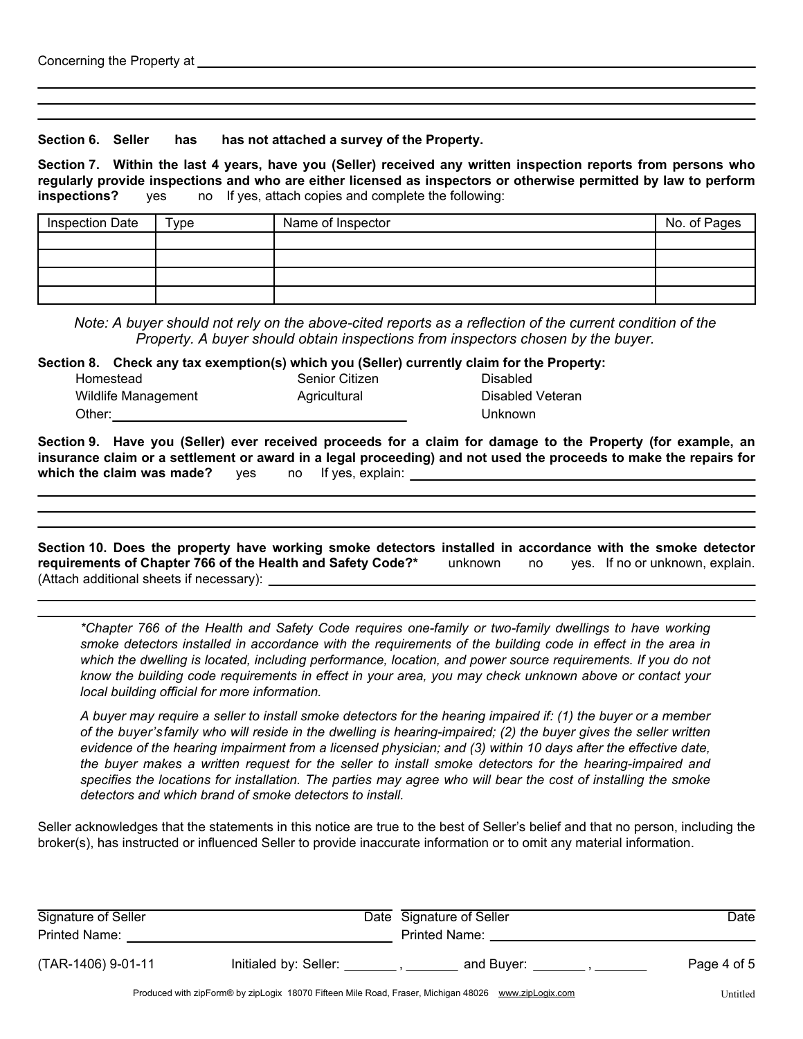Concerning the Property at ______________________________________________

______________________________________________

**Section 6. Seller has has not attached a survey of the Property.**

**Section 7. Within the last 4 years, have you (Seller) received any written inspection reports from persons who regularly provide inspections and who are either licensed as inspectors or otherwise permitted by law to perform inspections?** yes no If yes, attach copies and complete the following:

| Inspection Date | Type | Name of Inspector | No. of Pages |
|---|---|---|---|
| | | | |
| | | | |
| | | | |
| | | | |

*Note: A buyer should not rely on the above-cited reports as a reflection of the current condition of the Property. A buyer should obtain inspections from inspectors chosen by the buyer.*

**Section 8. Check any tax exemption(s) which you (Seller) currently claim for the Property:**

Homestead  
Senior Citizen  
Disabled  
Wildlife Management  
Agricultural  
Disabled Veteran  
Other: ______________________  
Unknown

**Section 9. Have you (Seller) ever received proceeds for a claim for damage to the Property (for example, an insurance claim or a settlement or award in a legal proceeding) and not used the proceeds to make the repairs for which the claim was made?** yes no If yes, explain: ______________________________________________

______________________________________________

**Section 10. Does the property have working smoke detectors installed in accordance with the smoke detector requirements of Chapter 766 of the Health and Safety Code?*** unknown no yes. If no or unknown, explain. (Attach additional sheets if necessary): ______________________________________________

______________________________________________

*\*Chapter 766 of the Health and Safety Code requires one-family or two-family dwellings to have working smoke detectors installed in accordance with the requirements of the building code in effect in the area in which the dwelling is located, including performance, location, and power source requirements. If you do not know the building code requirements in effect in your area, you may check unknown above or contact your local building official for more information.*

*A buyer may require a seller to install smoke detectors for the hearing impaired if: (1) the buyer or a member of the buyer's family who will reside in the dwelling is hearing-impaired; (2) the buyer gives the seller written evidence of the hearing impairment from a licensed physician; and (3) within 10 days after the effective date, the buyer makes a written request for the seller to install smoke detectors for the hearing-impaired and specifies the locations for installation. The parties may agree who will bear the cost of installing the smoke detectors and which brand of smoke detectors to install.*

Seller acknowledges that the statements in this notice are true to the best of Seller's belief and that no person, including the broker(s), has instructed or influenced Seller to provide inaccurate information or to omit any material information.

| Signature of Seller | Date | Signature of Seller | Date |
|---|---|---|---|
| Printed Name: | | Printed Name: | |

(TAR-1406) 9-01-11 Initialed by: Seller: _______ , _______ and Buyer: _______ , _______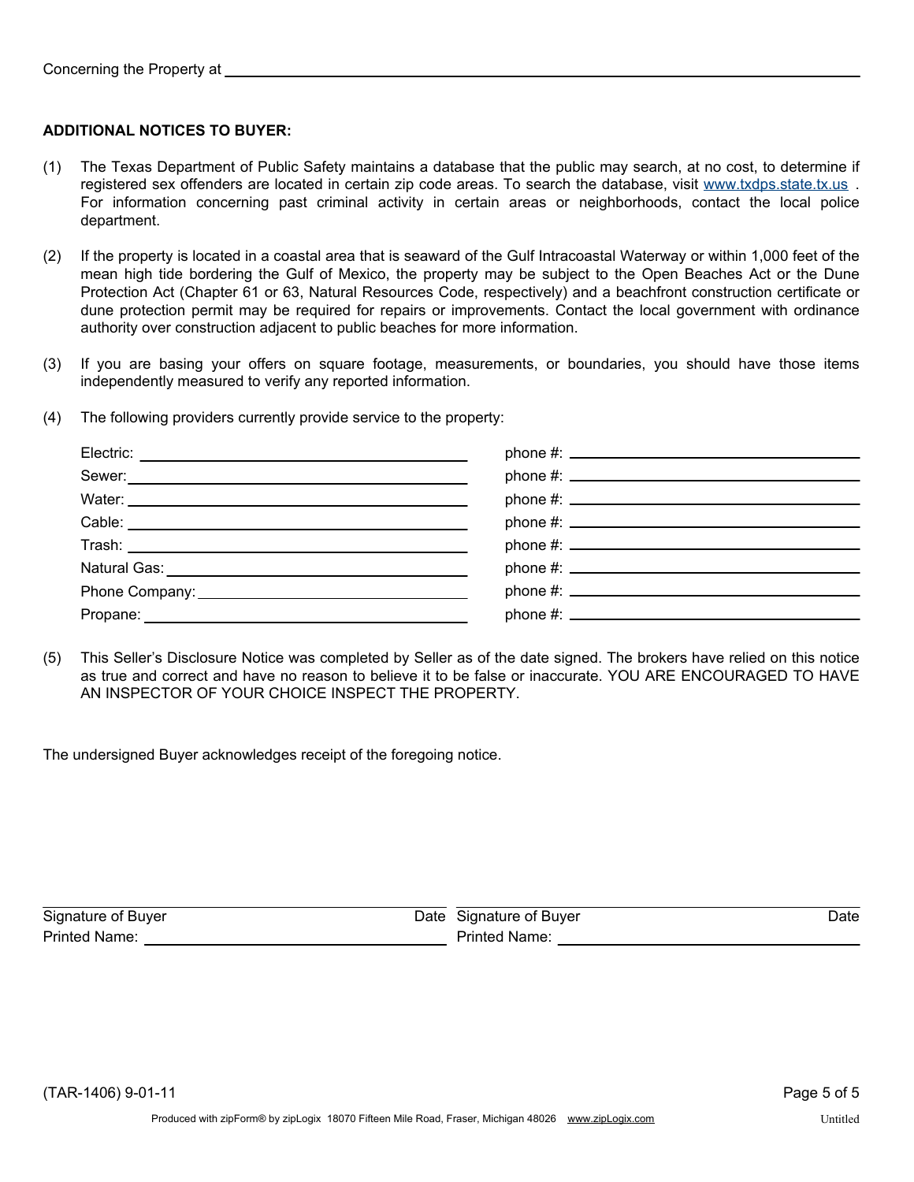Concerning the Property at \_\_\_\_\_\_\_\_\_\_\_\_\_\_\_\_\_\_\_\_\_\_\_\_\_\_\_\_\_\_\_\_\_\_\_\_\_\_\_\_\_\_\_\_

**ADDITIONAL NOTICES TO BUYER:**

(1) The Texas Department of Public Safety maintains a database that the public may search, at no cost, to determine if registered sex offenders are located in certain zip code areas. To search the database, visit www.txdps.state.tx.us . For information concerning past criminal activity in certain areas or neighborhoods, contact the local police department.

(2) If the property is located in a coastal area that is seaward of the Gulf Intracoastal Waterway or within 1,000 feet of the mean high tide bordering the Gulf of Mexico, the property may be subject to the Open Beaches Act or the Dune Protection Act (Chapter 61 or 63, Natural Resources Code, respectively) and a beachfront construction certificate or dune protection permit may be required for repairs or improvements. Contact the local government with ordinance authority over construction adjacent to public beaches for more information.

(3) If you are basing your offers on square footage, measurements, or boundaries, you should have those items independently measured to verify any reported information.

(4) The following providers currently provide service to the property:

| | |
|---|---|
| Electric: | phone #: |
| Sewer: | phone #: |
| Water: | phone #: |
| Cable: | phone #: |
| Trash: | phone #: |
| Natural Gas: | phone #: |
| Phone Company: | phone #: |
| Propane: | phone #: |

(5) This Seller's Disclosure Notice was completed by Seller as of the date signed. The brokers have relied on this notice as true and correct and have no reason to believe it to be false or inaccurate. YOU ARE ENCOURAGED TO HAVE AN INSPECTOR OF YOUR CHOICE INSPECT THE PROPERTY.

The undersigned Buyer acknowledges receipt of the foregoing notice.

| | | | |
|---|---|---|---|
| Signature of Buyer | Date | Signature of Buyer | Date |
| Printed Name: | | Printed Name: | |

(TAR-1406) 9-01-11

Produced with zipForm® by zipLogix 18070 Fifteen Mile Road, Fraser, Michigan 48026 www.zipLogix.com Untitled